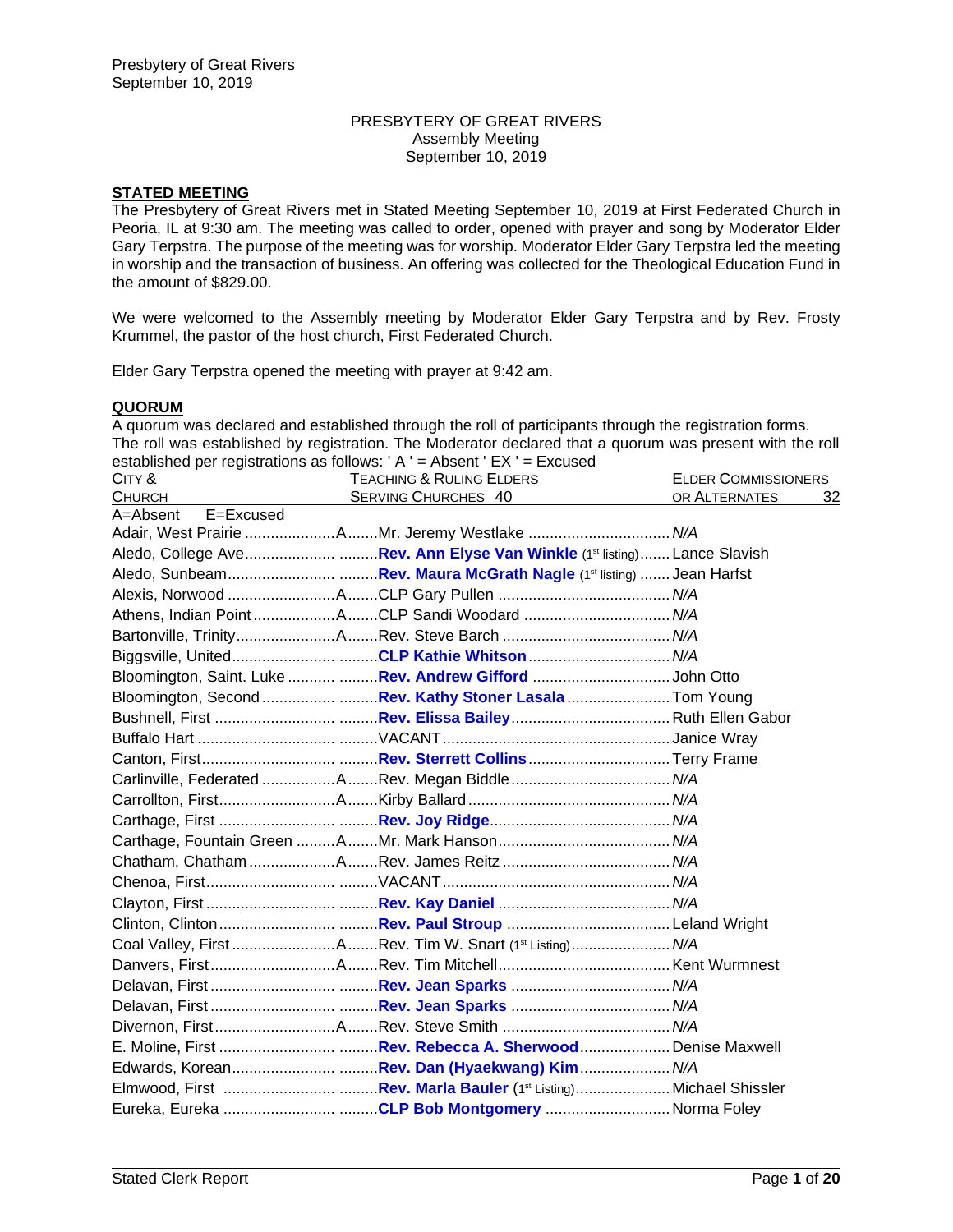Presbytery of Great Rivers
September 10, 2019

PRESBYTERY OF GREAT RIVERS
Assembly Meeting
September 10, 2019

## STATED MEETING

The Presbytery of Great Rivers met in Stated Meeting September 10, 2019 at First Federated Church in Peoria, IL at 9:30 am. The meeting was called to order, opened with prayer and song by Moderator Elder Gary Terpstra. The purpose of the meeting was for worship. Moderator Elder Gary Terpstra led the meeting in worship and the transaction of business. An offering was collected for the Theological Education Fund in the amount of $829.00.

We were welcomed to the Assembly meeting by Moderator Elder Gary Terpstra and by Rev. Frosty Krummel, the pastor of the host church, First Federated Church.

Elder Gary Terpstra opened the meeting with prayer at 9:42 am.

## QUORUM

A quorum was declared and established through the roll of participants through the registration forms. The roll was established by registration. The Moderator declared that a quorum was present with the roll established per registrations as follows: ' A ' = Absent ' EX ' = Excused

| CITY & CHURCH | A=Absent E=Excused | TEACHING & RULING ELDERS SERVING CHURCHES 40 | ELDER COMMISSIONERS OR ALTERNATES 32 |
|---|---|---|---|
| Adair, West Prairie | A | Mr. Jeremy Westlake | *N/A* |
| Aledo, College Ave | | **Rev. Ann Elyse Van Winkle** (1st listing) | Lance Slavish |
| Aledo, Sunbeam | | **Rev. Maura McGrath Nagle** (1st listing) | Jean Harfst |
| Alexis, Norwood | A | CLP Gary Pullen | *N/A* |
| Athens, Indian Point | A | CLP Sandi Woodard | *N/A* |
| Bartonville, Trinity | A | Rev. Steve Barch | *N/A* |
| Biggsville, United | | **CLP Kathie Whitson** | *N/A* |
| Bloomington, Saint. Luke | | **Rev. Andrew Gifford** | John Otto |
| Bloomington, Second | | **Rev. Kathy Stoner Lasala** | Tom Young |
| Bushnell, First | | **Rev. Elissa Bailey** | Ruth Ellen Gabor |
| Buffalo Hart | | VACANT | Janice Wray |
| Canton, First | | **Rev. Sterrett Collins** | Terry Frame |
| Carlinville, Federated | A | Rev. Megan Biddle | *N/A* |
| Carrollton, First | A | Kirby Ballard | *N/A* |
| Carthage, First | | **Rev. Joy Ridge** | *N/A* |
| Carthage, Fountain Green | A | Mr. Mark Hanson | *N/A* |
| Chatham, Chatham | A | Rev. James Reitz | *N/A* |
| Chenoa, First | | VACANT | *N/A* |
| Clayton, First | | **Rev. Kay Daniel** | *N/A* |
| Clinton, Clinton | | **Rev. Paul Stroup** | Leland Wright |
| Coal Valley, First | A | Rev. Tim W. Snart (1st Listing) | *N/A* |
| Danvers, First | A | Rev. Tim Mitchell | Kent Wurmnest |
| Delavan, First | | **Rev. Jean Sparks** | *N/A* |
| Delavan, First | | **Rev. Jean Sparks** | *N/A* |
| Divernon, First | A | Rev. Steve Smith | *N/A* |
| E. Moline, First | | **Rev. Rebecca A. Sherwood** | Denise Maxwell |
| Edwards, Korean | | **Rev. Dan (Hyaekwang) Kim** | *N/A* |
| Elmwood, First | | **Rev. Marla Bauler** (1st Listing) | Michael Shissler |
| Eureka, Eureka | | **CLP Bob Montgomery** | Norma Foley |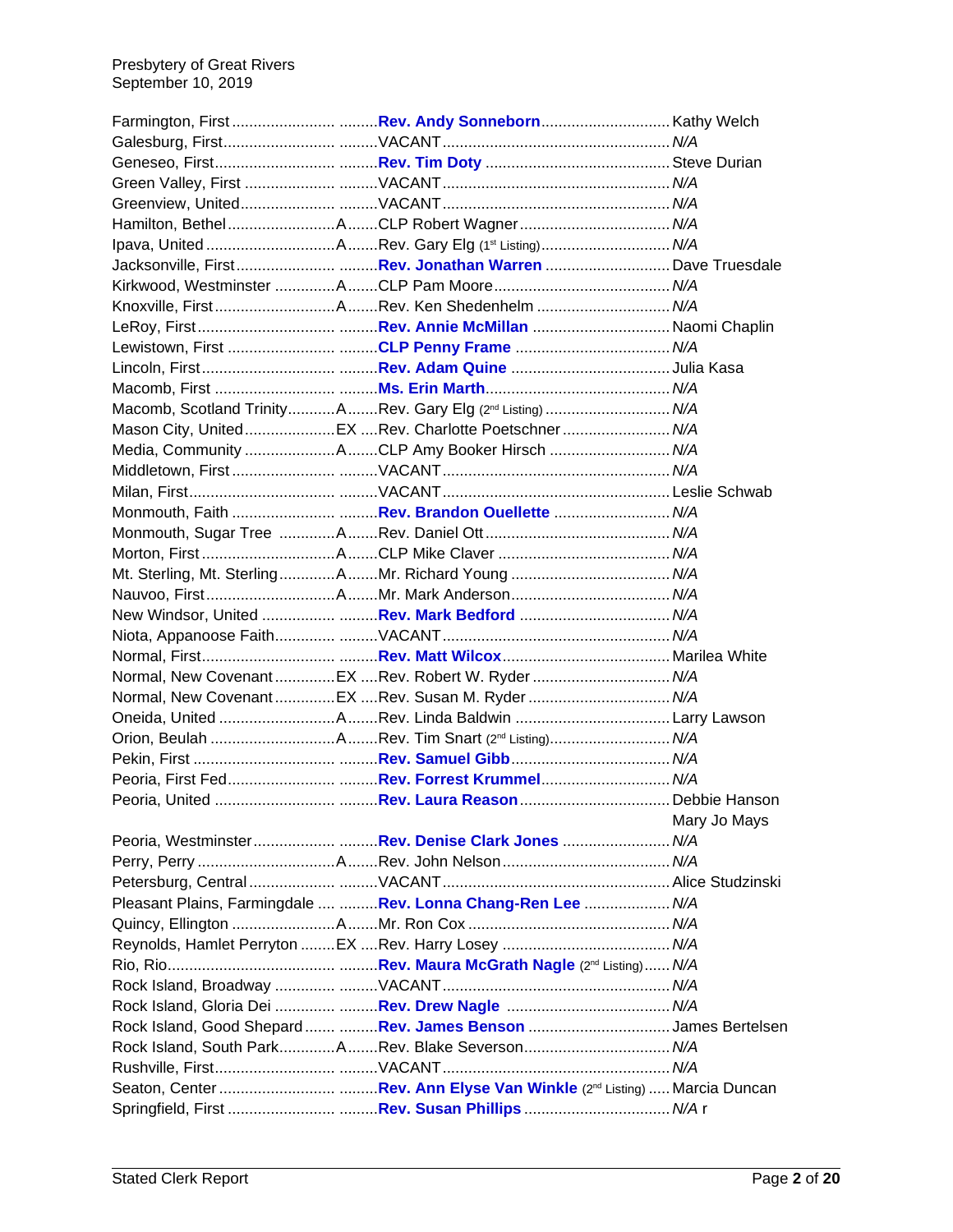| Church | Status | Pastor | Contact |
|---|---|---|---|
| Farmington, First | | **Rev. Andy Sonneborn** | Kathy Welch |
| Galesburg, First | | VACANT | *N/A* |
| Geneseo, First | | **Rev. Tim Doty** | Steve Durian |
| Green Valley, First | | VACANT | *N/A* |
| Greenview, United | | VACANT | *N/A* |
| Hamilton, Bethel | A | CLP Robert Wagner | *N/A* |
| Ipava, United | A | Rev. Gary Elg (1st Listing) | *N/A* |
| Jacksonville, First | | **Rev. Jonathan Warren** | Dave Truesdale |
| Kirkwood, Westminster | A | CLP Pam Moore | *N/A* |
| Knoxville, First | A | Rev. Ken Shedenhelm | *N/A* |
| LeRoy, First | | **Rev. Annie McMillan** | Naomi Chaplin |
| Lewistown, First | | **CLP Penny Frame** | *N/A* |
| Lincoln, First | | **Rev. Adam Quine** | Julia Kasa |
| Macomb, First | | **Ms. Erin Marth** | *N/A* |
| Macomb, Scotland Trinity | A | Rev. Gary Elg (2nd Listing) | *N/A* |
| Mason City, United | EX | Rev. Charlotte Poetschner | *N/A* |
| Media, Community | A | CLP Amy Booker Hirsch | *N/A* |
| Middletown, First | | VACANT | *N/A* |
| Milan, First | | VACANT | Leslie Schwab |
| Monmouth, Faith | | **Rev. Brandon Ouellette** | *N/A* |
| Monmouth, Sugar Tree | A | Rev. Daniel Ott | *N/A* |
| Morton, First | A | CLP Mike Claver | *N/A* |
| Mt. Sterling, Mt. Sterling | A | Mr. Richard Young | *N/A* |
| Nauvoo, First | A | Mr. Mark Anderson | *N/A* |
| New Windsor, United | | **Rev. Mark Bedford** | *N/A* |
| Niota, Appanoose Faith | | VACANT | *N/A* |
| Normal, First | | **Rev. Matt Wilcox** | Marilea White |
| Normal, New Covenant | EX | Rev. Robert W. Ryder | *N/A* |
| Normal, New Covenant | EX | Rev. Susan M. Ryder | *N/A* |
| Oneida, United | A | Rev. Linda Baldwin | Larry Lawson |
| Orion, Beulah | A | Rev. Tim Snart (2nd Listing) | *N/A* |
| Pekin, First | | **Rev. Samuel Gibb** | *N/A* |
| Peoria, First Fed | | **Rev. Forrest Krummel** | *N/A* |
| Peoria, United | | **Rev. Laura Reason** | Debbie Hanson<br>Mary Jo Mays |
| Peoria, Westminster | | **Rev. Denise Clark Jones** | *N/A* |
| Perry, Perry | A | Rev. John Nelson | *N/A* |
| Petersburg, Central | | VACANT | Alice Studzinski |
| Pleasant Plains, Farmingdale | | **Rev. Lonna Chang-Ren Lee** | *N/A* |
| Quincy, Ellington | A | Mr. Ron Cox | *N/A* |
| Reynolds, Hamlet Perryton | EX | Rev. Harry Losey | *N/A* |
| Rio, Rio | | **Rev. Maura McGrath Nagle** (2nd Listing) | *N/A* |
| Rock Island, Broadway | | VACANT | *N/A* |
| Rock Island, Gloria Dei | | **Rev. Drew Nagle** | *N/A* |
| Rock Island, Good Shepard | | **Rev. James Benson** | James Bertelsen |
| Rock Island, South Park | A | Rev. Blake Severson | *N/A* |
| Rushville, First | | VACANT | *N/A* |
| Seaton, Center | | **Rev. Ann Elyse Van Winkle** (2nd Listing) | Marcia Duncan |
| Springfield, First | | **Rev. Susan Phillips** | *N/A* r |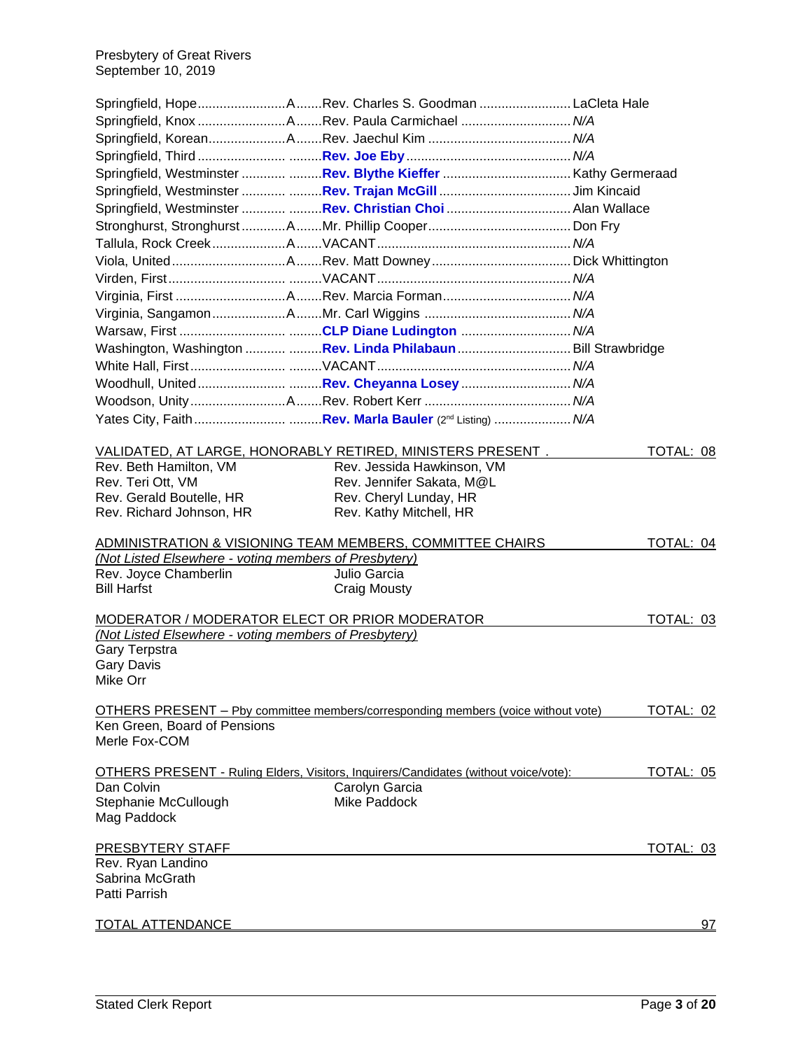| Church | Code | Pastor | Elder |
|---|---|---|---|
| Springfield, Hope | A | Rev. Charles S. Goodman | LaCleta Hale |
| Springfield, Knox | A | Rev. Paula Carmichael | *N/A* |
| Springfield, Korean | A | Rev. Jaechul Kim | *N/A* |
| Springfield, Third | | **Rev. Joe Eby** | *N/A* |
| Springfield, Westminster | | **Rev. Blythe Kieffer** | Kathy Germeraad |
| Springfield, Westminster | | **Rev. Trajan McGill** | Jim Kincaid |
| Springfield, Westminster | | **Rev. Christian Choi** | Alan Wallace |
| Stronghurst, Stronghurst | A | Mr. Phillip Cooper | Don Fry |
| Tallula, Rock Creek | A | VACANT | *N/A* |
| Viola, United | A | Rev. Matt Downey | Dick Whittington |
| Virden, First | | VACANT | *N/A* |
| Virginia, First | A | Rev. Marcia Forman | *N/A* |
| Virginia, Sangamon | A | Mr. Carl Wiggins | *N/A* |
| Warsaw, First | | **CLP Diane Ludington** | *N/A* |
| Washington, Washington | | **Rev. Linda Philabaun** | Bill Strawbridge |
| White Hall, First | | VACANT | *N/A* |
| Woodhull, United | | **Rev. Cheyanna Losey** | *N/A* |
| Woodson, Unity | A | Rev. Robert Kerr | *N/A* |
| Yates City, Faith | | **Rev. Marla Bauler** (2nd Listing) | *N/A* |

VALIDATED, AT LARGE, HONORABLY RETIRED, MINISTERS PRESENT . TOTAL: 08

Rev. Beth Hamilton, VM
Rev. Jessida Hawkinson, VM
Rev. Teri Ott, VM
Rev. Jennifer Sakata, M@L
Rev. Gerald Boutelle, HR
Rev. Cheryl Lunday, HR
Rev. Richard Johnson, HR
Rev. Kathy Mitchell, HR

ADMINISTRATION & VISIONING TEAM MEMBERS, COMMITTEE CHAIRS TOTAL: 04

*(Not Listed Elsewhere - voting members of Presbytery)*

Rev. Joyce Chamberlin
Julio Garcia
Bill Harfst
Craig Mousty

MODERATOR / MODERATOR ELECT OR PRIOR MODERATOR TOTAL: 03

*(Not Listed Elsewhere - voting members of Presbytery)*

Gary Terpstra
Gary Davis
Mike Orr

OTHERS PRESENT – Pby committee members/corresponding members (voice without vote) TOTAL: 02

Ken Green, Board of Pensions
Merle Fox-COM

OTHERS PRESENT - Ruling Elders, Visitors, Inquirers/Candidates (without voice/vote): TOTAL: 05

Dan Colvin
Carolyn Garcia
Stephanie McCullough
Mike Paddock
Mag Paddock

PRESBYTERY STAFF TOTAL: 03

Rev. Ryan Landino
Sabrina McGrath
Patti Parrish

TOTAL ATTENDANCE 97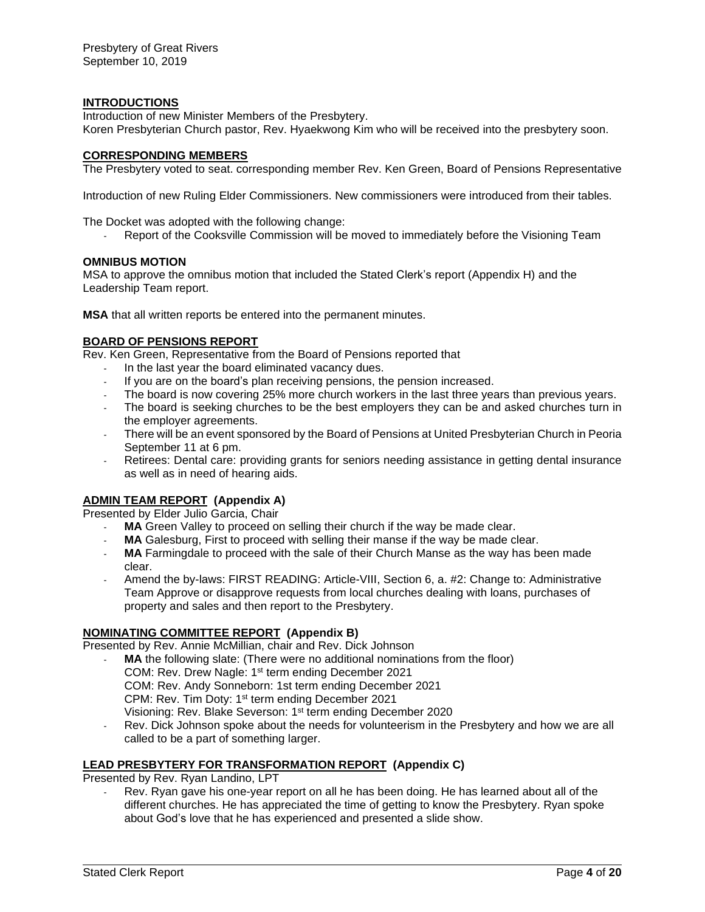Presbytery of Great Rivers
September 10, 2019

## INTRODUCTIONS

Introduction of new Minister Members of the Presbytery.
Koren Presbyterian Church pastor, Rev. Hyaekwong Kim who will be received into the presbytery soon.

## CORRESPONDING MEMBERS

The Presbytery voted to seat. corresponding member Rev. Ken Green, Board of Pensions Representative

Introduction of new Ruling Elder Commissioners. New commissioners were introduced from their tables.

The Docket was adopted with the following change:

- Report of the Cooksville Commission will be moved to immediately before the Visioning Team

## OMNIBUS MOTION

MSA to approve the omnibus motion that included the Stated Clerk's report (Appendix H) and the Leadership Team report.

**MSA** that all written reports be entered into the permanent minutes.

## BOARD OF PENSIONS REPORT

Rev. Ken Green, Representative from the Board of Pensions reported that

- In the last year the board eliminated vacancy dues.
- If you are on the board's plan receiving pensions, the pension increased.
- The board is now covering 25% more church workers in the last three years than previous years.
- The board is seeking churches to be the best employers they can be and asked churches turn in the employer agreements.
- There will be an event sponsored by the Board of Pensions at United Presbyterian Church in Peoria September 11 at 6 pm.
- Retirees: Dental care: providing grants for seniors needing assistance in getting dental insurance as well as in need of hearing aids.

## ADMIN TEAM REPORT (Appendix A)

Presented by Elder Julio Garcia, Chair

- **MA** Green Valley to proceed on selling their church if the way be made clear.
- **MA** Galesburg, First to proceed with selling their manse if the way be made clear.
- **MA** Farmingdale to proceed with the sale of their Church Manse as the way has been made clear.
- Amend the by-laws: FIRST READING: Article-VIII, Section 6, a. #2: Change to: Administrative Team Approve or disapprove requests from local churches dealing with loans, purchases of property and sales and then report to the Presbytery.

## NOMINATING COMMITTEE REPORT (Appendix B)

Presented by Rev. Annie McMillian, chair and Rev. Dick Johnson

- **MA** the following slate: (There were no additional nominations from the floor)
  COM: Rev. Drew Nagle: 1st term ending December 2021
  COM: Rev. Andy Sonneborn: 1st term ending December 2021
  CPM: Rev. Tim Doty: 1st term ending December 2021
  Visioning: Rev. Blake Severson: 1st term ending December 2020
- Rev. Dick Johnson spoke about the needs for volunteerism in the Presbytery and how we are all called to be a part of something larger.

## LEAD PRESBYTERY FOR TRANSFORMATION REPORT (Appendix C)

Presented by Rev. Ryan Landino, LPT

- Rev. Ryan gave his one-year report on all he has been doing. He has learned about all of the different churches. He has appreciated the time of getting to know the Presbytery. Ryan spoke about God's love that he has experienced and presented a slide show.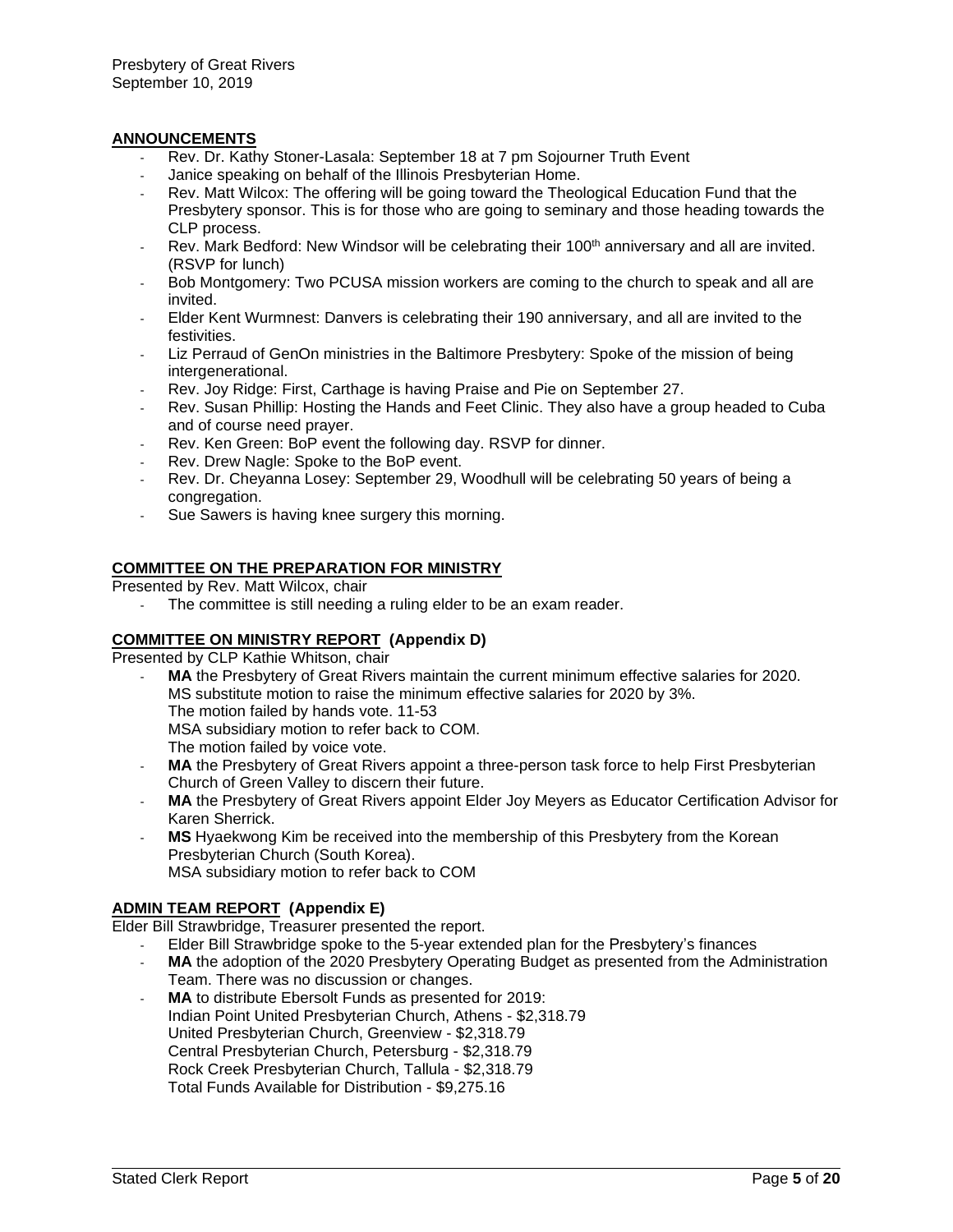## ANNOUNCEMENTS

- Rev. Dr. Kathy Stoner-Lasala: September 18 at 7 pm Sojourner Truth Event
- Janice speaking on behalf of the Illinois Presbyterian Home.
- Rev. Matt Wilcox: The offering will be going toward the Theological Education Fund that the Presbytery sponsor. This is for those who are going to seminary and those heading towards the CLP process.
- Rev. Mark Bedford: New Windsor will be celebrating their 100th anniversary and all are invited. (RSVP for lunch)
- Bob Montgomery: Two PCUSA mission workers are coming to the church to speak and all are invited.
- Elder Kent Wurmnest: Danvers is celebrating their 190 anniversary, and all are invited to the festivities.
- Liz Perraud of GenOn ministries in the Baltimore Presbytery: Spoke of the mission of being intergenerational.
- Rev. Joy Ridge: First, Carthage is having Praise and Pie on September 27.
- Rev. Susan Phillip: Hosting the Hands and Feet Clinic. They also have a group headed to Cuba and of course need prayer.
- Rev. Ken Green: BoP event the following day. RSVP for dinner.
- Rev. Drew Nagle: Spoke to the BoP event.
- Rev. Dr. Cheyanna Losey: September 29, Woodhull will be celebrating 50 years of being a congregation.
- Sue Sawers is having knee surgery this morning.

## COMMITTEE ON THE PREPARATION FOR MINISTRY

Presented by Rev. Matt Wilcox, chair

- The committee is still needing a ruling elder to be an exam reader.

## COMMITTEE ON MINISTRY REPORT (Appendix D)

Presented by CLP Kathie Whitson, chair

- **MA** the Presbytery of Great Rivers maintain the current minimum effective salaries for 2020.
  MS substitute motion to raise the minimum effective salaries for 2020 by 3%.
  The motion failed by hands vote. 11-53
  MSA subsidiary motion to refer back to COM.
  The motion failed by voice vote.
- **MA** the Presbytery of Great Rivers appoint a three-person task force to help First Presbyterian Church of Green Valley to discern their future.
- **MA** the Presbytery of Great Rivers appoint Elder Joy Meyers as Educator Certification Advisor for Karen Sherrick.
- **MS** Hyaekwong Kim be received into the membership of this Presbytery from the Korean Presbyterian Church (South Korea).
  MSA subsidiary motion to refer back to COM

## ADMIN TEAM REPORT (Appendix E)

Elder Bill Strawbridge, Treasurer presented the report.

- Elder Bill Strawbridge spoke to the 5-year extended plan for the Presbytery's finances
- **MA** the adoption of the 2020 Presbytery Operating Budget as presented from the Administration Team. There was no discussion or changes.
- **MA** to distribute Ebersolt Funds as presented for 2019:
  Indian Point United Presbyterian Church, Athens - $2,318.79
  United Presbyterian Church, Greenview - $2,318.79
  Central Presbyterian Church, Petersburg - $2,318.79
  Rock Creek Presbyterian Church, Tallula - $2,318.79
  Total Funds Available for Distribution - $9,275.16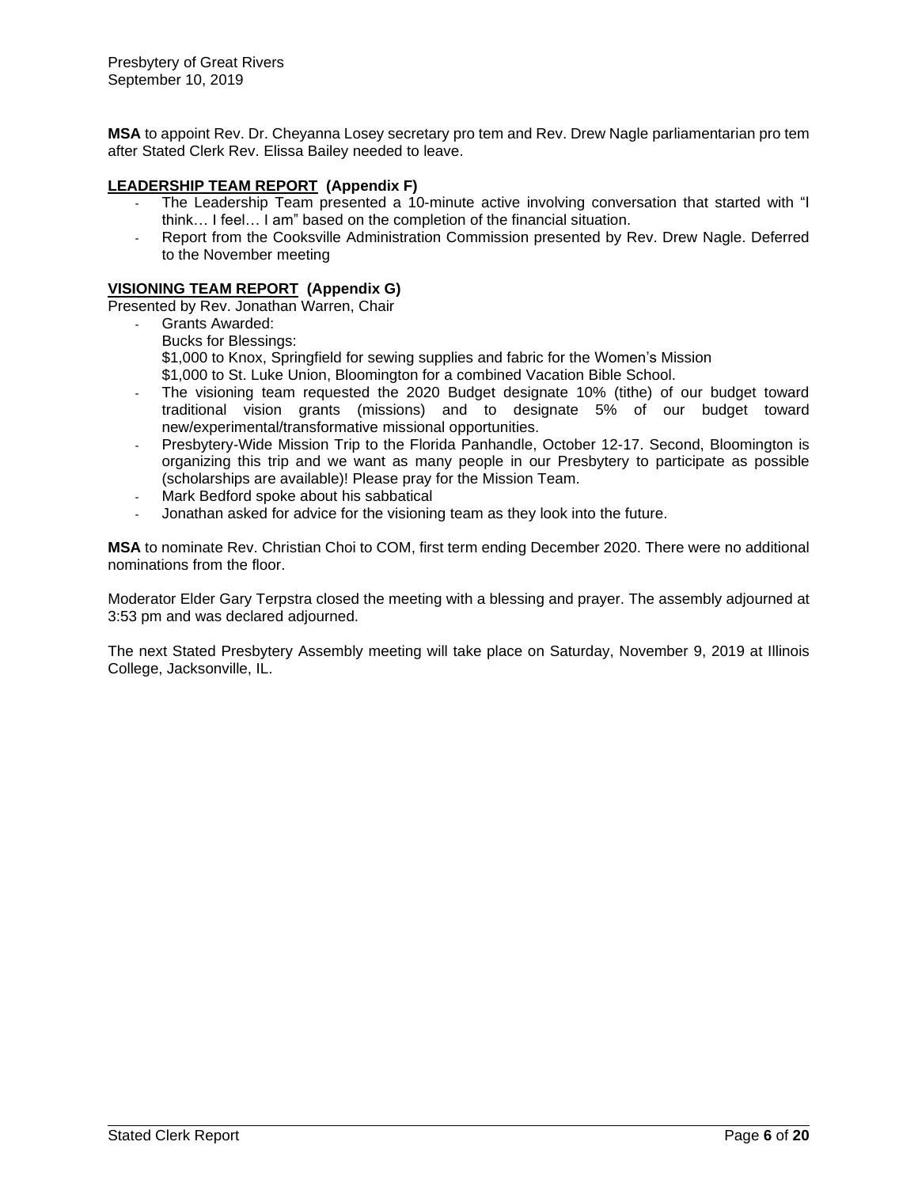**MSA** to appoint Rev. Dr. Cheyanna Losey secretary pro tem and Rev. Drew Nagle parliamentarian pro tem after Stated Clerk Rev. Elissa Bailey needed to leave.

## LEADERSHIP TEAM REPORT (Appendix F)

- The Leadership Team presented a 10-minute active involving conversation that started with "I think… I feel… I am" based on the completion of the financial situation.
- Report from the Cooksville Administration Commission presented by Rev. Drew Nagle. Deferred to the November meeting

## VISIONING TEAM REPORT (Appendix G)

Presented by Rev. Jonathan Warren, Chair

- Grants Awarded:
  Bucks for Blessings:
  $1,000 to Knox, Springfield for sewing supplies and fabric for the Women's Mission
  $1,000 to St. Luke Union, Bloomington for a combined Vacation Bible School.
- The visioning team requested the 2020 Budget designate 10% (tithe) of our budget toward traditional vision grants (missions) and to designate 5% of our budget toward new/experimental/transformative missional opportunities.
- Presbytery-Wide Mission Trip to the Florida Panhandle, October 12-17. Second, Bloomington is organizing this trip and we want as many people in our Presbytery to participate as possible (scholarships are available)! Please pray for the Mission Team.
- Mark Bedford spoke about his sabbatical
- Jonathan asked for advice for the visioning team as they look into the future.

**MSA** to nominate Rev. Christian Choi to COM, first term ending December 2020. There were no additional nominations from the floor.

Moderator Elder Gary Terpstra closed the meeting with a blessing and prayer. The assembly adjourned at 3:53 pm and was declared adjourned.

The next Stated Presbytery Assembly meeting will take place on Saturday, November 9, 2019 at Illinois College, Jacksonville, IL.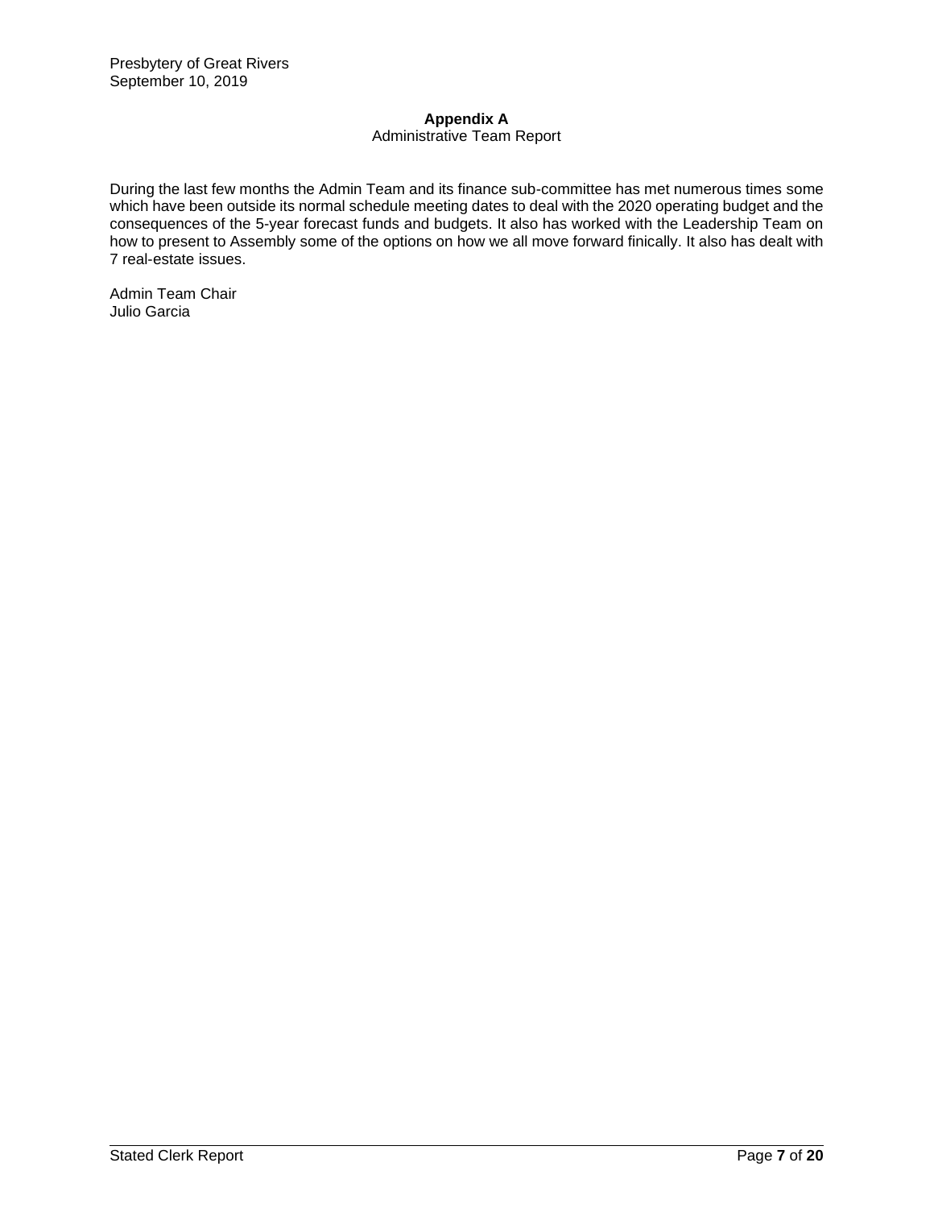## Appendix A

Administrative Team Report

During the last few months the Admin Team and its finance sub-committee has met numerous times some which have been outside its normal schedule meeting dates to deal with the 2020 operating budget and the consequences of the 5-year forecast funds and budgets. It also has worked with the Leadership Team on how to present to Assembly some of the options on how we all move forward finically. It also has dealt with 7 real-estate issues.

Admin Team Chair
Julio Garcia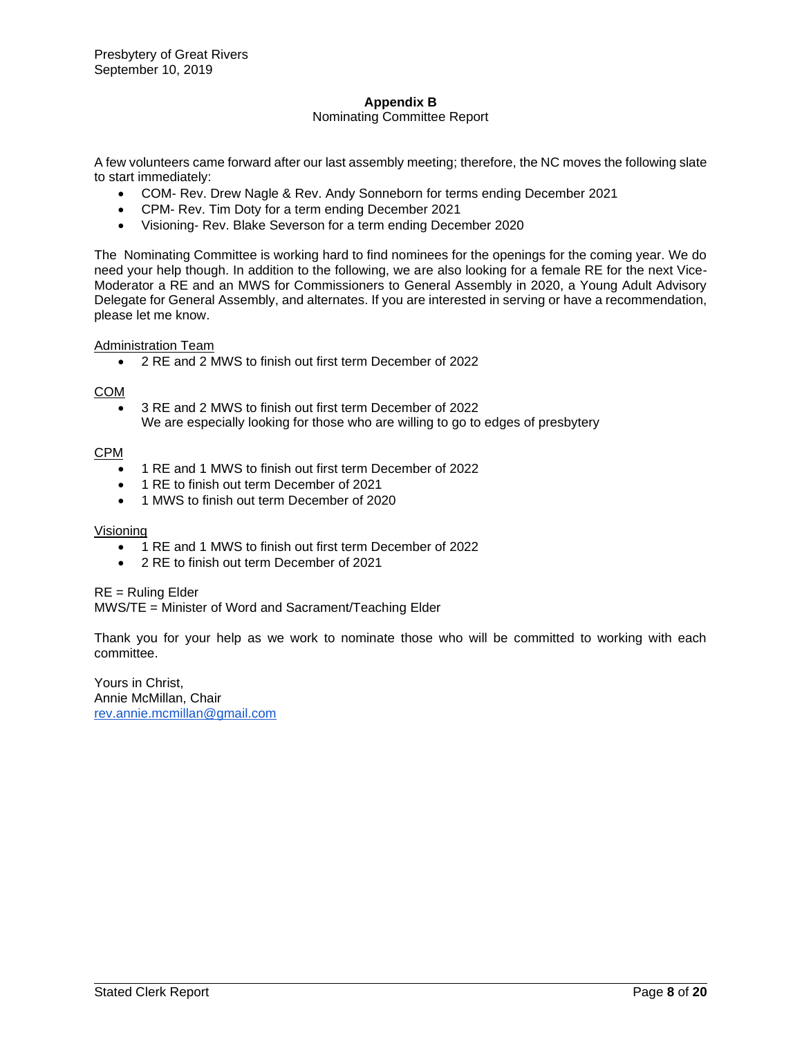Presbytery of Great Rivers
September 10, 2019

## Appendix B

Nominating Committee Report

A few volunteers came forward after our last assembly meeting; therefore, the NC moves the following slate to start immediately:

- COM- Rev. Drew Nagle & Rev. Andy Sonneborn for terms ending December 2021
- CPM- Rev. Tim Doty for a term ending December 2021
- Visioning- Rev. Blake Severson for a term ending December 2020

The Nominating Committee is working hard to find nominees for the openings for the coming year. We do need your help though. In addition to the following, we are also looking for a female RE for the next Vice-Moderator a RE and an MWS for Commissioners to General Assembly in 2020, a Young Adult Advisory Delegate for General Assembly, and alternates. If you are interested in serving or have a recommendation, please let me know.

<u>Administration Team</u>

- 2 RE and 2 MWS to finish out first term December of 2022

<u>COM</u>

- 3 RE and 2 MWS to finish out first term December of 2022
  We are especially looking for those who are willing to go to edges of presbytery

<u>CPM</u>

- 1 RE and 1 MWS to finish out first term December of 2022
- 1 RE to finish out term December of 2021
- 1 MWS to finish out term December of 2020

<u>Visioning</u>

- 1 RE and 1 MWS to finish out first term December of 2022
- 2 RE to finish out term December of 2021

RE = Ruling Elder
MWS/TE = Minister of Word and Sacrament/Teaching Elder

Thank you for your help as we work to nominate those who will be committed to working with each committee.

Yours in Christ,
Annie McMillan, Chair
rev.annie.mcmillan@gmail.com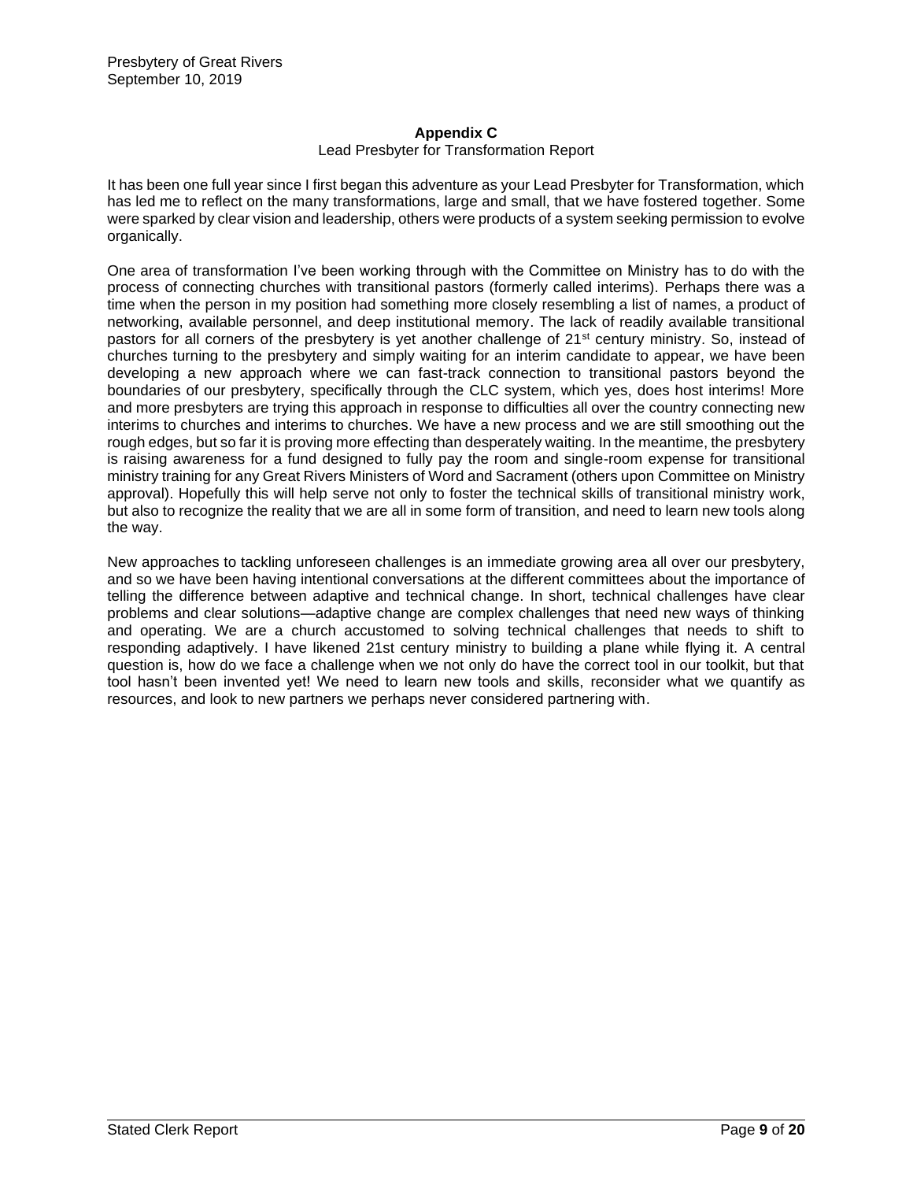## Appendix C

Lead Presbyter for Transformation Report

It has been one full year since I first began this adventure as your Lead Presbyter for Transformation, which has led me to reflect on the many transformations, large and small, that we have fostered together. Some were sparked by clear vision and leadership, others were products of a system seeking permission to evolve organically.

One area of transformation I've been working through with the Committee on Ministry has to do with the process of connecting churches with transitional pastors (formerly called interims). Perhaps there was a time when the person in my position had something more closely resembling a list of names, a product of networking, available personnel, and deep institutional memory. The lack of readily available transitional pastors for all corners of the presbytery is yet another challenge of 21st century ministry. So, instead of churches turning to the presbytery and simply waiting for an interim candidate to appear, we have been developing a new approach where we can fast-track connection to transitional pastors beyond the boundaries of our presbytery, specifically through the CLC system, which yes, does host interims! More and more presbyters are trying this approach in response to difficulties all over the country connecting new interims to churches and interims to churches. We have a new process and we are still smoothing out the rough edges, but so far it is proving more effecting than desperately waiting. In the meantime, the presbytery is raising awareness for a fund designed to fully pay the room and single-room expense for transitional ministry training for any Great Rivers Ministers of Word and Sacrament (others upon Committee on Ministry approval). Hopefully this will help serve not only to foster the technical skills of transitional ministry work, but also to recognize the reality that we are all in some form of transition, and need to learn new tools along the way.

New approaches to tackling unforeseen challenges is an immediate growing area all over our presbytery, and so we have been having intentional conversations at the different committees about the importance of telling the difference between adaptive and technical change. In short, technical challenges have clear problems and clear solutions—adaptive change are complex challenges that need new ways of thinking and operating. We are a church accustomed to solving technical challenges that needs to shift to responding adaptively. I have likened 21st century ministry to building a plane while flying it. A central question is, how do we face a challenge when we not only do have the correct tool in our toolkit, but that tool hasn't been invented yet! We need to learn new tools and skills, reconsider what we quantify as resources, and look to new partners we perhaps never considered partnering with.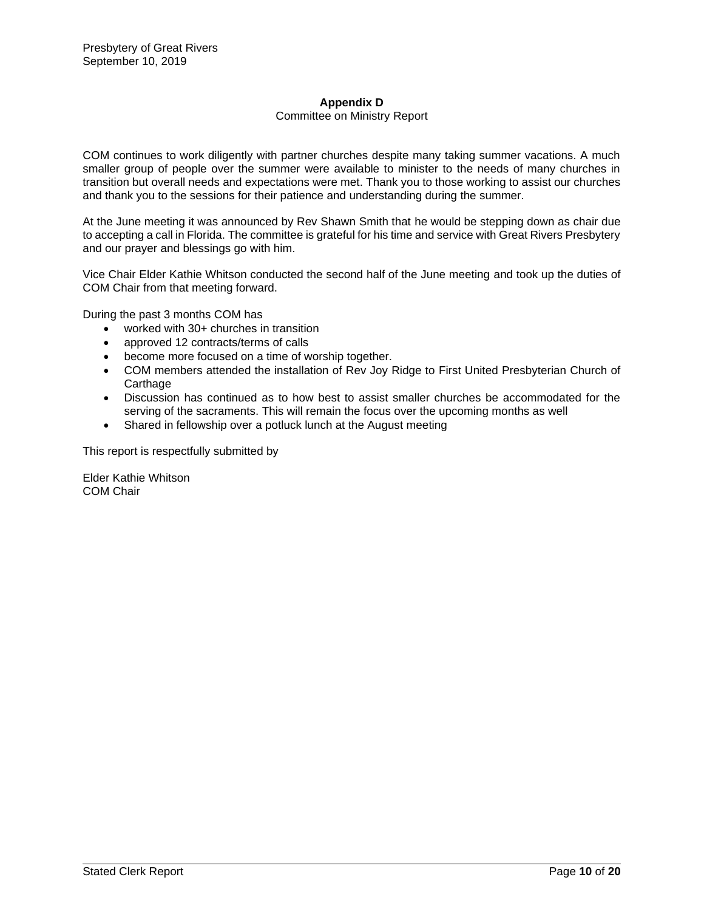## Appendix D

Committee on Ministry Report

COM continues to work diligently with partner churches despite many taking summer vacations. A much smaller group of people over the summer were available to minister to the needs of many churches in transition but overall needs and expectations were met. Thank you to those working to assist our churches and thank you to the sessions for their patience and understanding during the summer.

At the June meeting it was announced by Rev Shawn Smith that he would be stepping down as chair due to accepting a call in Florida. The committee is grateful for his time and service with Great Rivers Presbytery and our prayer and blessings go with him.

Vice Chair Elder Kathie Whitson conducted the second half of the June meeting and took up the duties of COM Chair from that meeting forward.

During the past 3 months COM has

- worked with 30+ churches in transition
- approved 12 contracts/terms of calls
- become more focused on a time of worship together.
- COM members attended the installation of Rev Joy Ridge to First United Presbyterian Church of Carthage
- Discussion has continued as to how best to assist smaller churches be accommodated for the serving of the sacraments. This will remain the focus over the upcoming months as well
- Shared in fellowship over a potluck lunch at the August meeting

This report is respectfully submitted by

Elder Kathie Whitson
COM Chair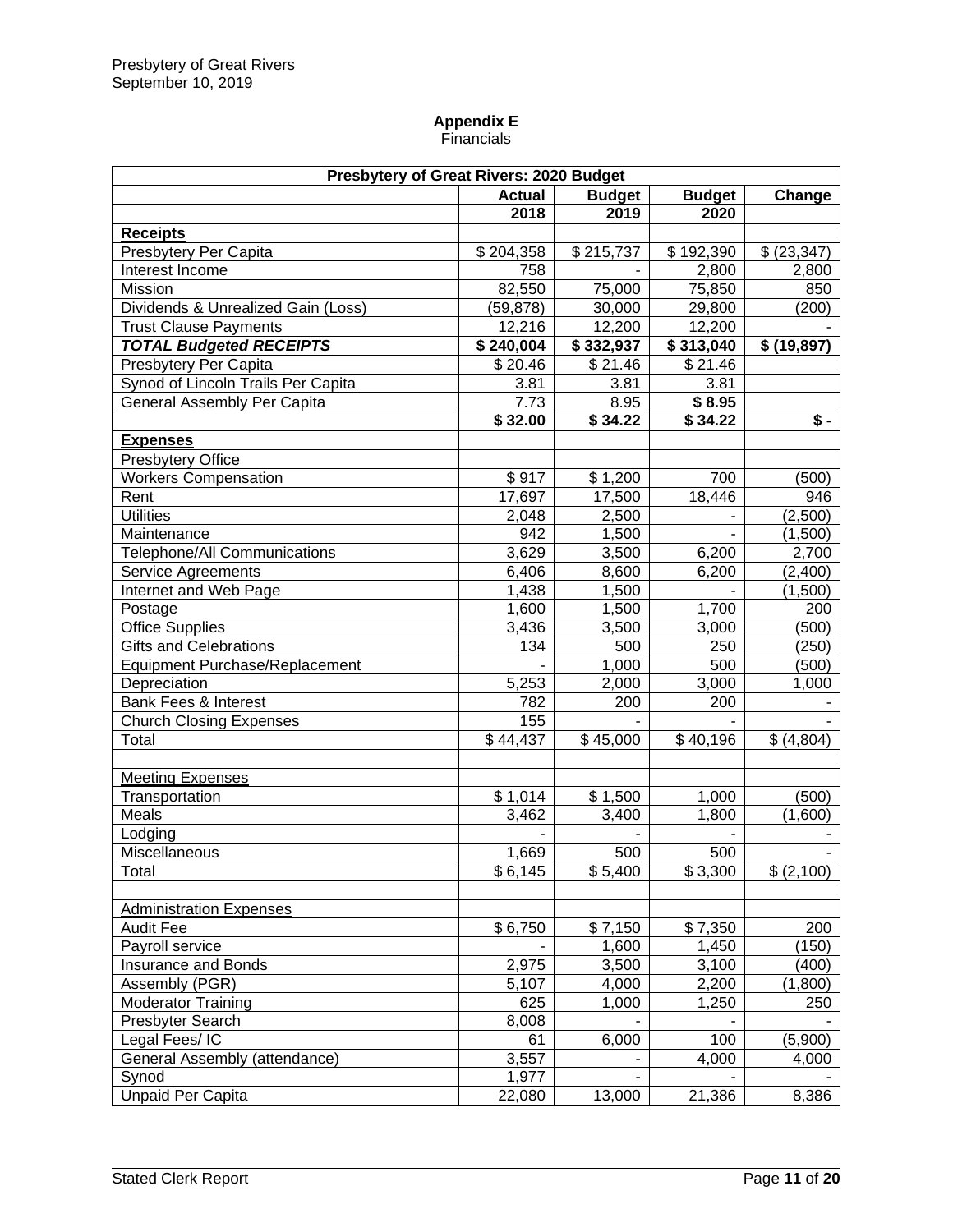Presbytery of Great Rivers
September 10, 2019

**Appendix E**
Financials

| Presbytery of Great Rivers: 2020 Budget | | | | |
|---|---|---|---|---|
| | **Actual** | **Budget** | **Budget** | **Change** |
| | **2018** | **2019** | **2020** | |
| **Receipts** | | | | |
| Presbytery Per Capita | $ 204,358 | $ 215,737 | $ 192,390 | $ (23,347) |
| Interest Income | 758 | - | 2,800 | 2,800 |
| Mission | 82,550 | 75,000 | 75,850 | 850 |
| Dividends & Unrealized Gain (Loss) | (59,878) | 30,000 | 29,800 | (200) |
| Trust Clause Payments | 12,216 | 12,200 | 12,200 | - |
| ***TOTAL Budgeted RECEIPTS*** | **$ 240,004** | **$ 332,937** | **$ 313,040** | **$ (19,897)** |
| Presbytery Per Capita | $ 20.46 | $ 21.46 | $ 21.46 | |
| Synod of Lincoln Trails Per Capita | 3.81 | 3.81 | 3.81 | |
| General Assembly Per Capita | 7.73 | 8.95 | **$ 8.95** | |
| | **$ 32.00** | **$ 34.22** | **$ 34.22** | **$ -** |
| **Expenses** | | | | |
| Presbytery Office | | | | |
| Workers Compensation | $ 917 | $ 1,200 | 700 | (500) |
| Rent | 17,697 | 17,500 | 18,446 | 946 |
| Utilities | 2,048 | 2,500 | - | (2,500) |
| Maintenance | 942 | 1,500 | - | (1,500) |
| Telephone/All Communications | 3,629 | 3,500 | 6,200 | 2,700 |
| Service Agreements | 6,406 | 8,600 | 6,200 | (2,400) |
| Internet and Web Page | 1,438 | 1,500 | - | (1,500) |
| Postage | 1,600 | 1,500 | 1,700 | 200 |
| Office Supplies | 3,436 | 3,500 | 3,000 | (500) |
| Gifts and Celebrations | 134 | 500 | 250 | (250) |
| Equipment Purchase/Replacement | - | 1,000 | 500 | (500) |
| Depreciation | 5,253 | 2,000 | 3,000 | 1,000 |
| Bank Fees & Interest | 782 | 200 | 200 | - |
| Church Closing Expenses | 155 | - | - | - |
| Total | $ 44,437 | $ 45,000 | $ 40,196 | $ (4,804) |
| | | | | |
| Meeting Expenses | | | | |
| Transportation | $ 1,014 | $ 1,500 | 1,000 | (500) |
| Meals | 3,462 | 3,400 | 1,800 | (1,600) |
| Lodging | - | - | - | - |
| Miscellaneous | 1,669 | 500 | 500 | - |
| Total | $ 6,145 | $ 5,400 | $ 3,300 | $ (2,100) |
| | | | | |
| Administration Expenses | | | | |
| Audit Fee | $ 6,750 | $ 7,150 | $ 7,350 | 200 |
| Payroll service | - | 1,600 | 1,450 | (150) |
| Insurance and Bonds | 2,975 | 3,500 | 3,100 | (400) |
| Assembly (PGR) | 5,107 | 4,000 | 2,200 | (1,800) |
| Moderator Training | 625 | 1,000 | 1,250 | 250 |
| Presbyter Search | 8,008 | - | - | - |
| Legal Fees/ IC | 61 | 6,000 | 100 | (5,900) |
| General Assembly (attendance) | 3,557 | - | 4,000 | 4,000 |
| Synod | 1,977 | - | - | - |
| Unpaid Per Capita | 22,080 | 13,000 | 21,386 | 8,386 |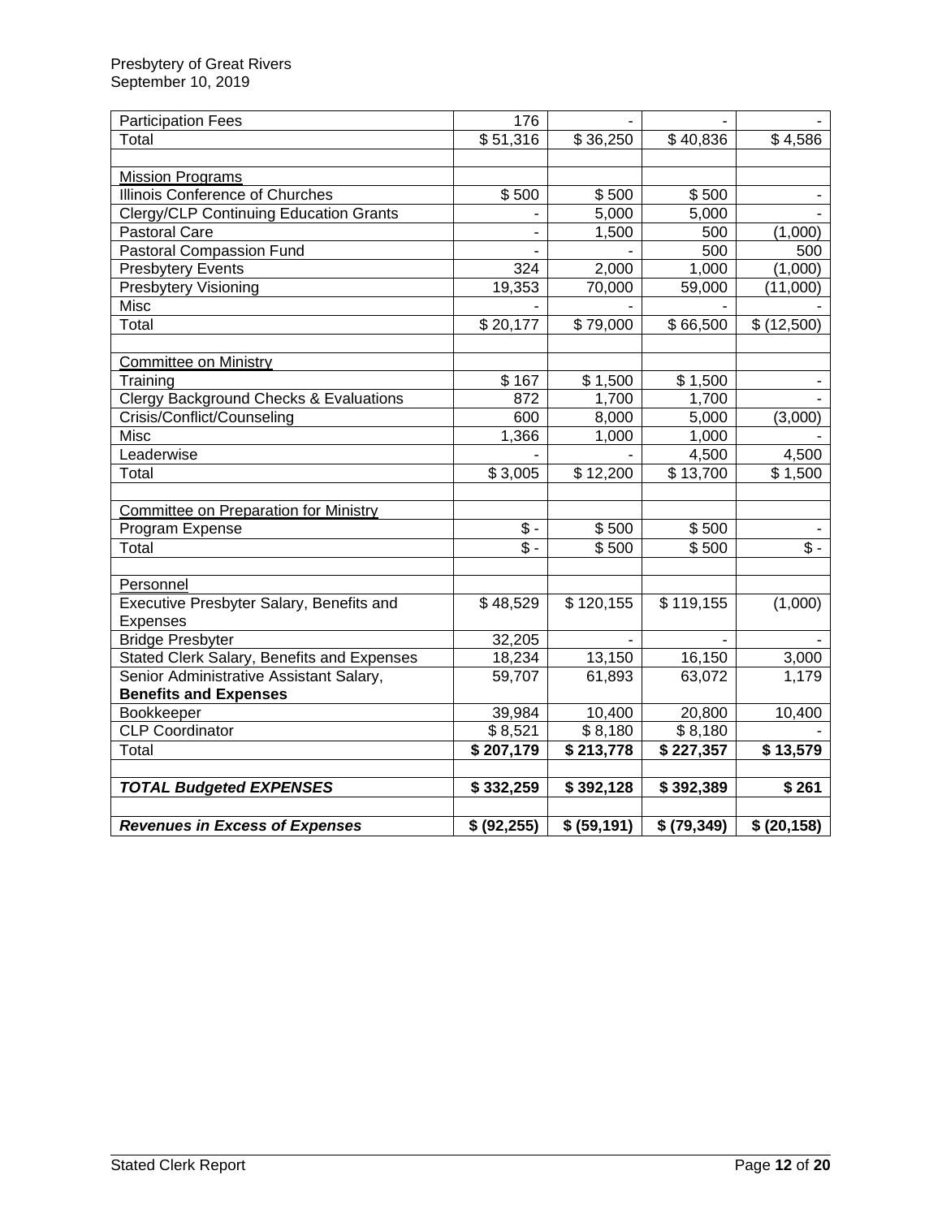| | | | | |
|---|---|---|---|---|
| Participation Fees | 176 | - | - | - |
| Total | $ 51,316 | $ 36,250 | $ 40,836 | $ 4,586 |
| | | | | |
| Mission Programs | | | | |
| Illinois Conference of Churches | $ 500 | $ 500 | $ 500 | - |
| Clergy/CLP Continuing Education Grants | - | 5,000 | 5,000 | - |
| Pastoral Care | - | 1,500 | 500 | (1,000) |
| Pastoral Compassion Fund | - | - | 500 | 500 |
| Presbytery Events | 324 | 2,000 | 1,000 | (1,000) |
| Presbytery Visioning | 19,353 | 70,000 | 59,000 | (11,000) |
| Misc | - | - | - | - |
| Total | $ 20,177 | $ 79,000 | $ 66,500 | $ (12,500) |
| | | | | |
| Committee on Ministry | | | | |
| Training | $ 167 | $ 1,500 | $ 1,500 | - |
| Clergy Background Checks & Evaluations | 872 | 1,700 | 1,700 | - |
| Crisis/Conflict/Counseling | 600 | 8,000 | 5,000 | (3,000) |
| Misc | 1,366 | 1,000 | 1,000 | - |
| Leaderwise | - | - | 4,500 | 4,500 |
| Total | $ 3,005 | $ 12,200 | $ 13,700 | $ 1,500 |
| | | | | |
| Committee on Preparation for Ministry | | | | |
| Program Expense | $ - | $ 500 | $ 500 | - |
| Total | $ - | $ 500 | $ 500 | $ - |
| | | | | |
| Personnel | | | | |
| Executive Presbyter Salary, Benefits and Expenses | $ 48,529 | $ 120,155 | $ 119,155 | (1,000) |
| Bridge Presbyter | 32,205 | - | - | - |
| Stated Clerk Salary, Benefits and Expenses | 18,234 | 13,150 | 16,150 | 3,000 |
| Senior Administrative Assistant Salary, **Benefits and Expenses** | 59,707 | 61,893 | 63,072 | 1,179 |
| Bookkeeper | 39,984 | 10,400 | 20,800 | 10,400 |
| CLP Coordinator | $ 8,521 | $ 8,180 | $ 8,180 | - |
| Total | **$ 207,179** | **$ 213,778** | **$ 227,357** | **$ 13,579** |
| | | | | |
| ***TOTAL Budgeted EXPENSES*** | **$ 332,259** | **$ 392,128** | **$ 392,389** | **$ 261** |
| | | | | |
| ***Revenues in Excess of Expenses*** | **$ (92,255)** | **$ (59,191)** | **$ (79,349)** | **$ (20,158)** |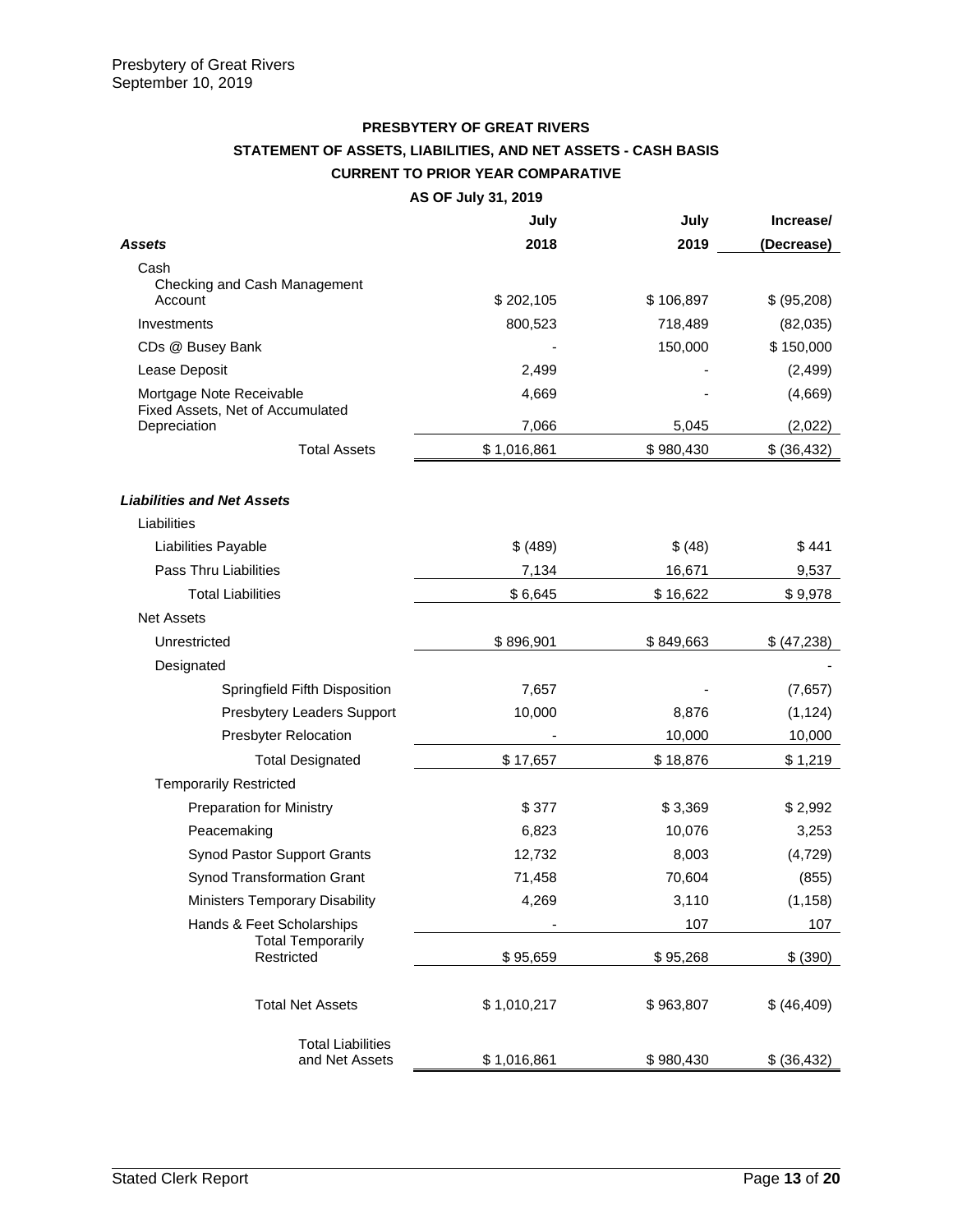**PRESBYTERY OF GREAT RIVERS**

**STATEMENT OF ASSETS, LIABILITIES, AND NET ASSETS - CASH BASIS**

**CURRENT TO PRIOR YEAR COMPARATIVE**

**AS OF July 31, 2019**

| ***Assets*** | **July 2018** | **July 2019** | **Increase/ (Decrease)** |
|---|---|---|---|
| Cash | | | |
| Checking and Cash Management Account | $ 202,105 | $ 106,897 | $ (95,208) |
| Investments | 800,523 | 718,489 | (82,035) |
| CDs @ Busey Bank | - | 150,000 | $ 150,000 |
| Lease Deposit | 2,499 | - | (2,499) |
| Mortgage Note Receivable | 4,669 | - | (4,669) |
| Fixed Assets, Net of Accumulated Depreciation | 7,066 | 5,045 | (2,022) |
| Total Assets | $ 1,016,861 | $ 980,430 | $ (36,432) |
| | | | |
| ***Liabilities and Net Assets*** | | | |
| Liabilities | | | |
| Liabilities Payable | $ (489) | $ (48) | $ 441 |
| Pass Thru Liabilities | 7,134 | 16,671 | 9,537 |
| Total Liabilities | $ 6,645 | $ 16,622 | $ 9,978 |
| Net Assets | | | |
| Unrestricted | $ 896,901 | $ 849,663 | $ (47,238) |
| Designated | | | - |
| Springfield Fifth Disposition | 7,657 | - | (7,657) |
| Presbytery Leaders Support | 10,000 | 8,876 | (1,124) |
| Presbyter Relocation | - | 10,000 | 10,000 |
| Total Designated | $ 17,657 | $ 18,876 | $ 1,219 |
| Temporarily Restricted | | | |
| Preparation for Ministry | $ 377 | $ 3,369 | $ 2,992 |
| Peacemaking | 6,823 | 10,076 | 3,253 |
| Synod Pastor Support Grants | 12,732 | 8,003 | (4,729) |
| Synod Transformation Grant | 71,458 | 70,604 | (855) |
| Ministers Temporary Disability | 4,269 | 3,110 | (1,158) |
| Hands & Feet Scholarships | - | 107 | 107 |
| Total Temporarily Restricted | $ 95,659 | $ 95,268 | $ (390) |
| | | | |
| Total Net Assets | $ 1,010,217 | $ 963,807 | $ (46,409) |
| | | | |
| Total Liabilities and Net Assets | $ 1,016,861 | $ 980,430 | $ (36,432) |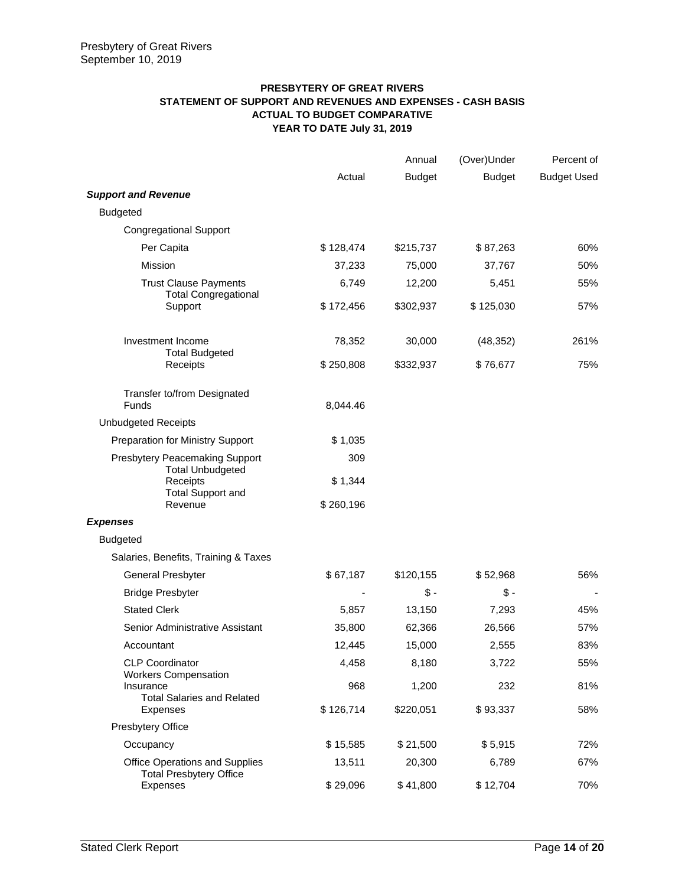Presbytery of Great Rivers
September 10, 2019

## PRESBYTERY OF GREAT RIVERS
## STATEMENT OF SUPPORT AND REVENUES AND EXPENSES - CASH BASIS
## ACTUAL TO BUDGET COMPARATIVE
## YEAR TO DATE July 31, 2019

| | Actual | Annual Budget | (Over)Under Budget | Percent of Budget Used |
|---|---|---|---|---|
| ***Support and Revenue*** | | | | |
| Budgeted | | | | |
| Congregational Support | | | | |
| Per Capita | $ 128,474 | $215,737 | $ 87,263 | 60% |
| Mission | 37,233 | 75,000 | 37,767 | 50% |
| Trust Clause Payments | 6,749 | 12,200 | 5,451 | 55% |
| Total Congregational Support | $ 172,456 | $302,937 | $ 125,030 | 57% |
| Investment Income | 78,352 | 30,000 | (48,352) | 261% |
| Total Budgeted Receipts | $ 250,808 | $332,937 | $ 76,677 | 75% |
| Transfer to/from Designated Funds | 8,044.46 | | | |
| Unbudgeted Receipts | | | | |
| Preparation for Ministry Support | $ 1,035 | | | |
| Presbytery Peacemaking Support | 309 | | | |
| Total Unbudgeted Receipts | $ 1,344 | | | |
| Total Support and Revenue | $ 260,196 | | | |
| ***Expenses*** | | | | |
| Budgeted | | | | |
| Salaries, Benefits, Training & Taxes | | | | |
| General Presbyter | $ 67,187 | $120,155 | $ 52,968 | 56% |
| Bridge Presbyter | - | $ - | $ - | - |
| Stated Clerk | 5,857 | 13,150 | 7,293 | 45% |
| Senior Administrative Assistant | 35,800 | 62,366 | 26,566 | 57% |
| Accountant | 12,445 | 15,000 | 2,555 | 83% |
| CLP Coordinator | 4,458 | 8,180 | 3,722 | 55% |
| Workers Compensation Insurance | 968 | 1,200 | 232 | 81% |
| Total Salaries and Related Expenses | $ 126,714 | $220,051 | $ 93,337 | 58% |
| Presbytery Office | | | | |
| Occupancy | $ 15,585 | $ 21,500 | $ 5,915 | 72% |
| Office Operations and Supplies | 13,511 | 20,300 | 6,789 | 67% |
| Total Presbytery Office Expenses | $ 29,096 | $ 41,800 | $ 12,704 | 70% |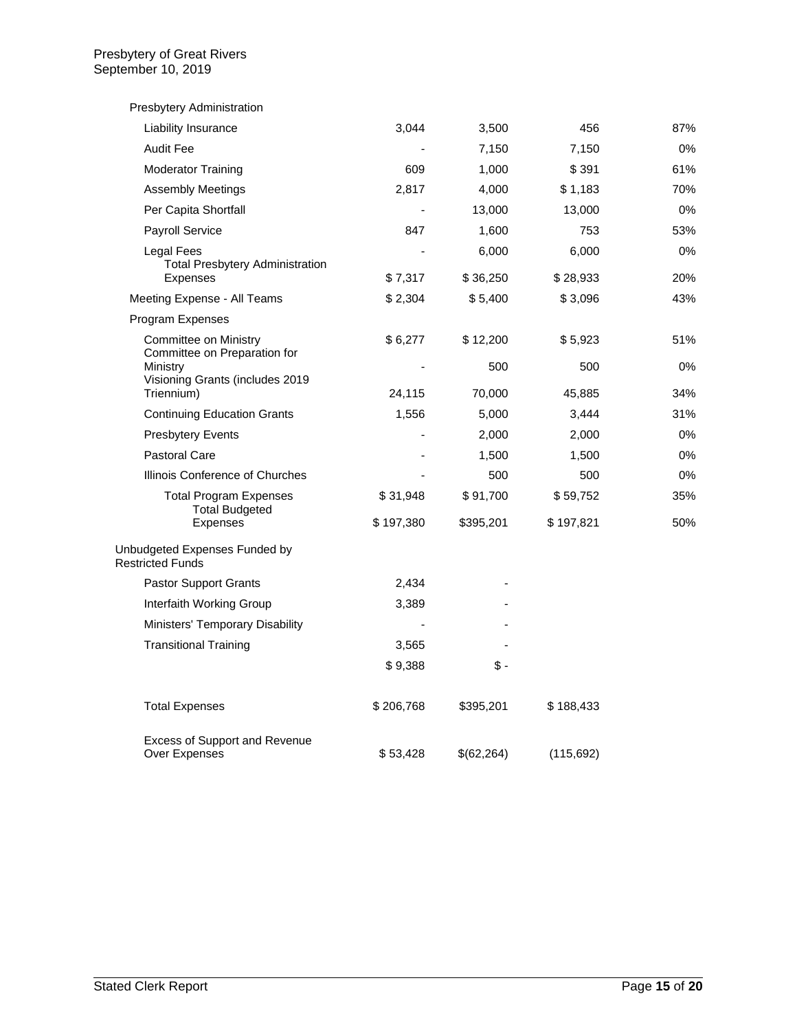Presbytery of Great Rivers
September 10, 2019

| | | | | |
|---|---|---|---|---|
| Presbytery Administration | | | | |
| Liability Insurance | 3,044 | 3,500 | 456 | 87% |
| Audit Fee | - | 7,150 | 7,150 | 0% |
| Moderator Training | 609 | 1,000 | $ 391 | 61% |
| Assembly Meetings | 2,817 | 4,000 | $ 1,183 | 70% |
| Per Capita Shortfall | - | 13,000 | 13,000 | 0% |
| Payroll Service | 847 | 1,600 | 753 | 53% |
| Legal Fees | - | 6,000 | 6,000 | 0% |
| Total Presbytery Administration Expenses | $ 7,317 | $ 36,250 | $ 28,933 | 20% |
| Meeting Expense - All Teams | $ 2,304 | $ 5,400 | $ 3,096 | 43% |
| Program Expenses | | | | |
| Committee on Ministry | $ 6,277 | $ 12,200 | $ 5,923 | 51% |
| Committee on Preparation for Ministry | - | 500 | 500 | 0% |
| Visioning Grants (includes 2019 Triennium) | 24,115 | 70,000 | 45,885 | 34% |
| Continuing Education Grants | 1,556 | 5,000 | 3,444 | 31% |
| Presbytery Events | - | 2,000 | 2,000 | 0% |
| Pastoral Care | - | 1,500 | 1,500 | 0% |
| Illinois Conference of Churches | - | 500 | 500 | 0% |
| Total Program Expenses | $ 31,948 | $ 91,700 | $ 59,752 | 35% |
| Total Budgeted Expenses | $ 197,380 | $395,201 | $ 197,821 | 50% |
| Unbudgeted Expenses Funded by Restricted Funds | | | | |
| Pastor Support Grants | 2,434 | - | | |
| Interfaith Working Group | 3,389 | - | | |
| Ministers' Temporary Disability | - | - | | |
| Transitional Training | 3,565 | - | | |
| | $ 9,388 | $ - | | |
| Total Expenses | $ 206,768 | $395,201 | $ 188,433 | |
| Excess of Support and Revenue Over Expenses | $ 53,428 | $(62,264) | (115,692) | |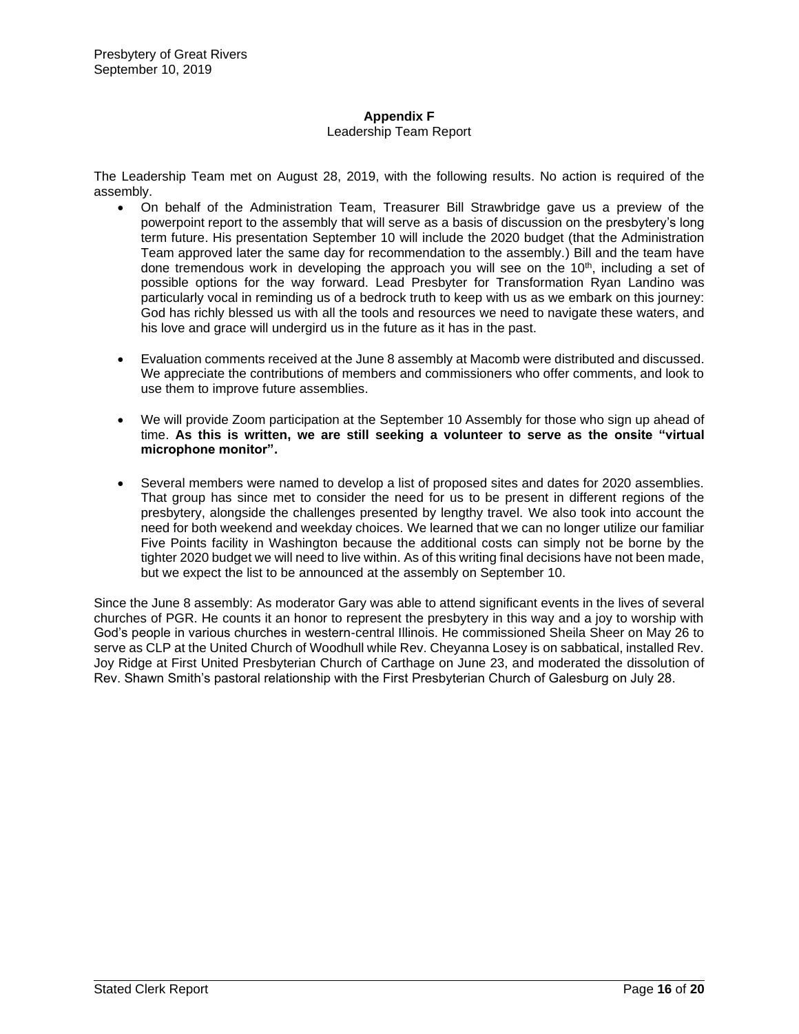## Appendix F

Leadership Team Report

The Leadership Team met on August 28, 2019, with the following results. No action is required of the assembly.

- On behalf of the Administration Team, Treasurer Bill Strawbridge gave us a preview of the powerpoint report to the assembly that will serve as a basis of discussion on the presbytery's long term future. His presentation September 10 will include the 2020 budget (that the Administration Team approved later the same day for recommendation to the assembly.) Bill and the team have done tremendous work in developing the approach you will see on the 10th, including a set of possible options for the way forward. Lead Presbyter for Transformation Ryan Landino was particularly vocal in reminding us of a bedrock truth to keep with us as we embark on this journey: God has richly blessed us with all the tools and resources we need to navigate these waters, and his love and grace will undergird us in the future as it has in the past.

- Evaluation comments received at the June 8 assembly at Macomb were distributed and discussed. We appreciate the contributions of members and commissioners who offer comments, and look to use them to improve future assemblies.

- We will provide Zoom participation at the September 10 Assembly for those who sign up ahead of time. **As this is written, we are still seeking a volunteer to serve as the onsite "virtual microphone monitor".**

- Several members were named to develop a list of proposed sites and dates for 2020 assemblies. That group has since met to consider the need for us to be present in different regions of the presbytery, alongside the challenges presented by lengthy travel. We also took into account the need for both weekend and weekday choices. We learned that we can no longer utilize our familiar Five Points facility in Washington because the additional costs can simply not be borne by the tighter 2020 budget we will need to live within. As of this writing final decisions have not been made, but we expect the list to be announced at the assembly on September 10.

Since the June 8 assembly: As moderator Gary was able to attend significant events in the lives of several churches of PGR. He counts it an honor to represent the presbytery in this way and a joy to worship with God's people in various churches in western-central Illinois. He commissioned Sheila Sheer on May 26 to serve as CLP at the United Church of Woodhull while Rev. Cheyanna Losey is on sabbatical, installed Rev. Joy Ridge at First United Presbyterian Church of Carthage on June 23, and moderated the dissolution of Rev. Shawn Smith's pastoral relationship with the First Presbyterian Church of Galesburg on July 28.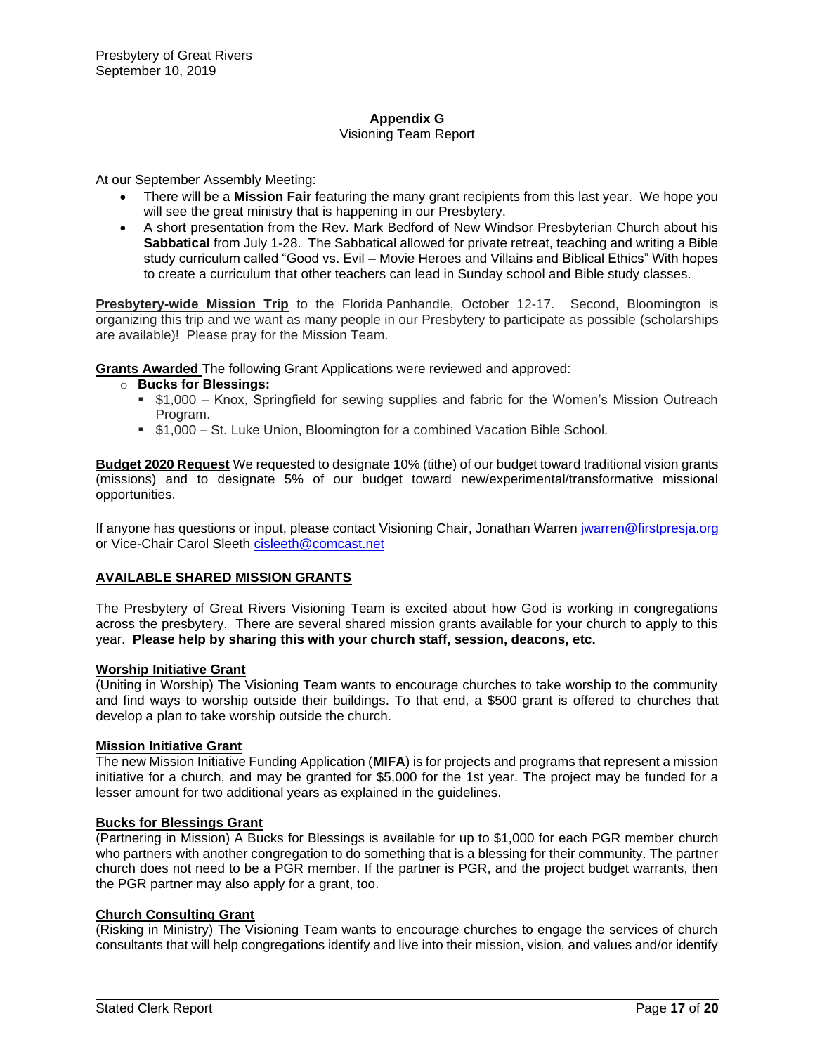Presbytery of Great Rivers
September 10, 2019

**Appendix G**

Visioning Team Report

At our September Assembly Meeting:

- There will be a **Mission Fair** featuring the many grant recipients from this last year. We hope you will see the great ministry that is happening in our Presbytery.
- A short presentation from the Rev. Mark Bedford of New Windsor Presbyterian Church about his **Sabbatical** from July 1-28. The Sabbatical allowed for private retreat, teaching and writing a Bible study curriculum called "Good vs. Evil – Movie Heroes and Villains and Biblical Ethics" With hopes to create a curriculum that other teachers can lead in Sunday school and Bible study classes.

**Presbytery-wide Mission Trip** to the Florida Panhandle, October 12-17. Second, Bloomington is organizing this trip and we want as many people in our Presbytery to participate as possible (scholarships are available)! Please pray for the Mission Team.

**Grants Awarded** The following Grant Applications were reviewed and approved:

- **Bucks for Blessings:**
  - $1,000 – Knox, Springfield for sewing supplies and fabric for the Women's Mission Outreach Program.
  - $1,000 – St. Luke Union, Bloomington for a combined Vacation Bible School.

**Budget 2020 Request** We requested to designate 10% (tithe) of our budget toward traditional vision grants (missions) and to designate 5% of our budget toward new/experimental/transformative missional opportunities.

If anyone has questions or input, please contact Visioning Chair, Jonathan Warren jwarren@firstpresja.org or Vice-Chair Carol Sleeth cisleeth@comcast.net

**AVAILABLE SHARED MISSION GRANTS**

The Presbytery of Great Rivers Visioning Team is excited about how God is working in congregations across the presbytery. There are several shared mission grants available for your church to apply to this year. **Please help by sharing this with your church staff, session, deacons, etc.**

**Worship Initiative Grant**

(Uniting in Worship) The Visioning Team wants to encourage churches to take worship to the community and find ways to worship outside their buildings. To that end, a $500 grant is offered to churches that develop a plan to take worship outside the church.

**Mission Initiative Grant**

The new Mission Initiative Funding Application (**MIFA**) is for projects and programs that represent a mission initiative for a church, and may be granted for $5,000 for the 1st year. The project may be funded for a lesser amount for two additional years as explained in the guidelines.

**Bucks for Blessings Grant**

(Partnering in Mission) A Bucks for Blessings is available for up to $1,000 for each PGR member church who partners with another congregation to do something that is a blessing for their community. The partner church does not need to be a PGR member. If the partner is PGR, and the project budget warrants, then the PGR partner may also apply for a grant, too.

**Church Consulting Grant**

(Risking in Ministry) The Visioning Team wants to encourage churches to engage the services of church consultants that will help congregations identify and live into their mission, vision, and values and/or identify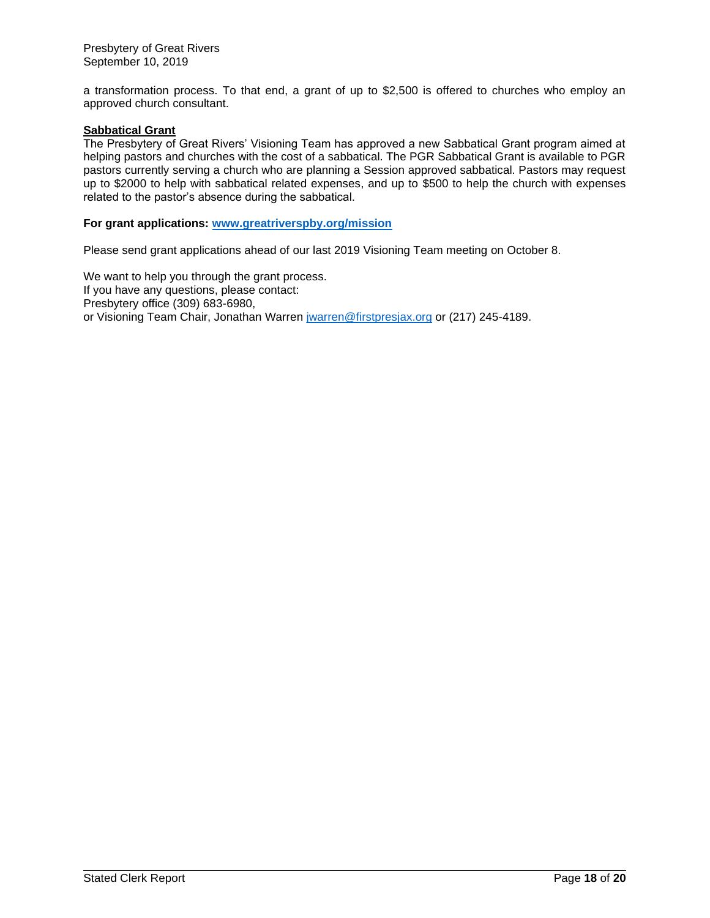a transformation process. To that end, a grant of up to $2,500 is offered to churches who employ an approved church consultant.

**Sabbatical Grant**

The Presbytery of Great Rivers' Visioning Team has approved a new Sabbatical Grant program aimed at helping pastors and churches with the cost of a sabbatical. The PGR Sabbatical Grant is available to PGR pastors currently serving a church who are planning a Session approved sabbatical. Pastors may request up to $2000 to help with sabbatical related expenses, and up to $500 to help the church with expenses related to the pastor's absence during the sabbatical.

**For grant applications: [www.greatriverspby.org/mission](http://www.greatriverspby.org/mission)**

Please send grant applications ahead of our last 2019 Visioning Team meeting on October 8.

We want to help you through the grant process.
If you have any questions, please contact:
Presbytery office (309) 683-6980,
or Visioning Team Chair, Jonathan Warren [jwarren@firstpresjax.org](mailto:jwarren@firstpresjax.org) or (217) 245-4189.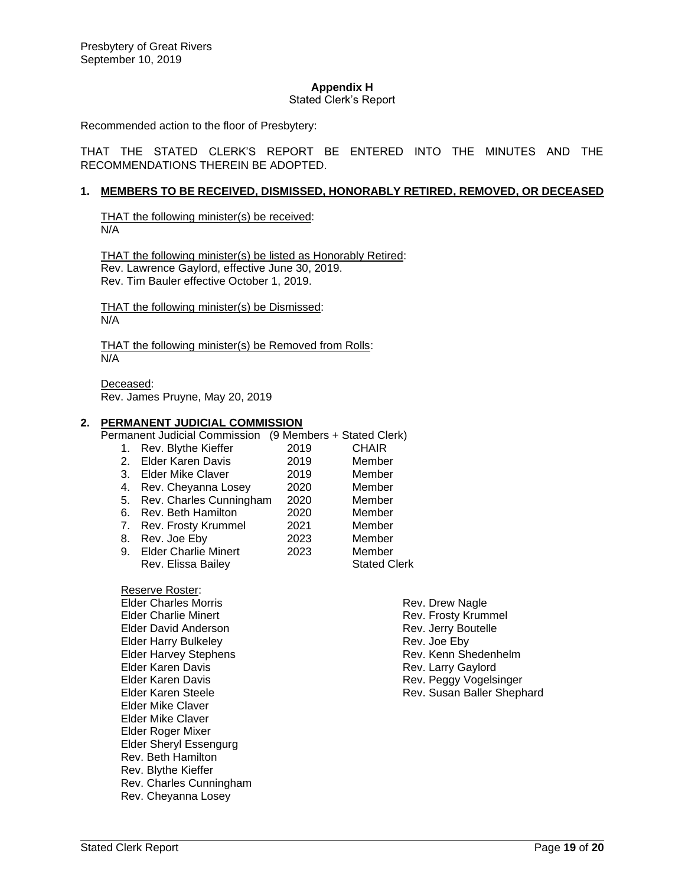Presbytery of Great Rivers
September 10, 2019

## Appendix H

Stated Clerk's Report

Recommended action to the floor of Presbytery:

THAT THE STATED CLERK'S REPORT BE ENTERED INTO THE MINUTES AND THE RECOMMENDATIONS THEREIN BE ADOPTED.

### 1. MEMBERS TO BE RECEIVED, DISMISSED, HONORABLY RETIRED, REMOVED, OR DECEASED

THAT the following minister(s) be received:
N/A

THAT the following minister(s) be listed as Honorably Retired:
Rev. Lawrence Gaylord, effective June 30, 2019.
Rev. Tim Bauler effective October 1, 2019.

THAT the following minister(s) be Dismissed:
N/A

THAT the following minister(s) be Removed from Rolls:
N/A

Deceased:
Rev. James Pruyne, May 20, 2019

### 2. PERMANENT JUDICIAL COMMISSION

Permanent Judicial Commission (9 Members + Stated Clerk)

| # | Name | Term | Role |
|---|---|---|---|
| 1. | Rev. Blythe Kieffer | 2019 | CHAIR |
| 2. | Elder Karen Davis | 2019 | Member |
| 3. | Elder Mike Claver | 2019 | Member |
| 4. | Rev. Cheyanna Losey | 2020 | Member |
| 5. | Rev. Charles Cunningham | 2020 | Member |
| 6. | Rev. Beth Hamilton | 2020 | Member |
| 7. | Rev. Frosty Krummel | 2021 | Member |
| 8. | Rev. Joe Eby | 2023 | Member |
| 9. | Elder Charlie Minert | 2023 | Member |
| | Rev. Elissa Bailey | | Stated Clerk |

Reserve Roster:

Elder Charles Morris
Elder Charlie Minert
Elder David Anderson
Elder Harry Bulkeley
Elder Harvey Stephens
Elder Karen Davis
Elder Karen Davis
Elder Karen Steele
Elder Mike Claver
Elder Mike Claver
Elder Roger Mixer
Elder Sheryl Essengurg
Rev. Beth Hamilton
Rev. Blythe Kieffer
Rev. Charles Cunningham
Rev. Cheyanna Losey
Rev. Drew Nagle
Rev. Frosty Krummel
Rev. Jerry Boutelle
Rev. Joe Eby
Rev. Kenn Shedenhelm
Rev. Larry Gaylord
Rev. Peggy Vogelsinger
Rev. Susan Baller Shephard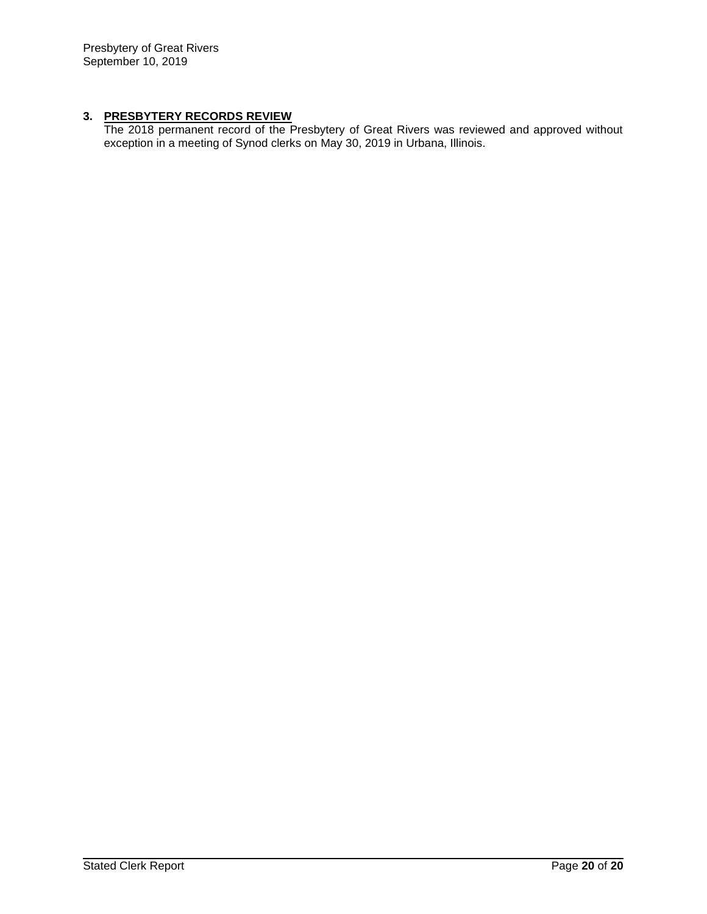### 3. **PRESBYTERY RECORDS REVIEW**

The 2018 permanent record of the Presbytery of Great Rivers was reviewed and approved without exception in a meeting of Synod clerks on May 30, 2019 in Urbana, Illinois.